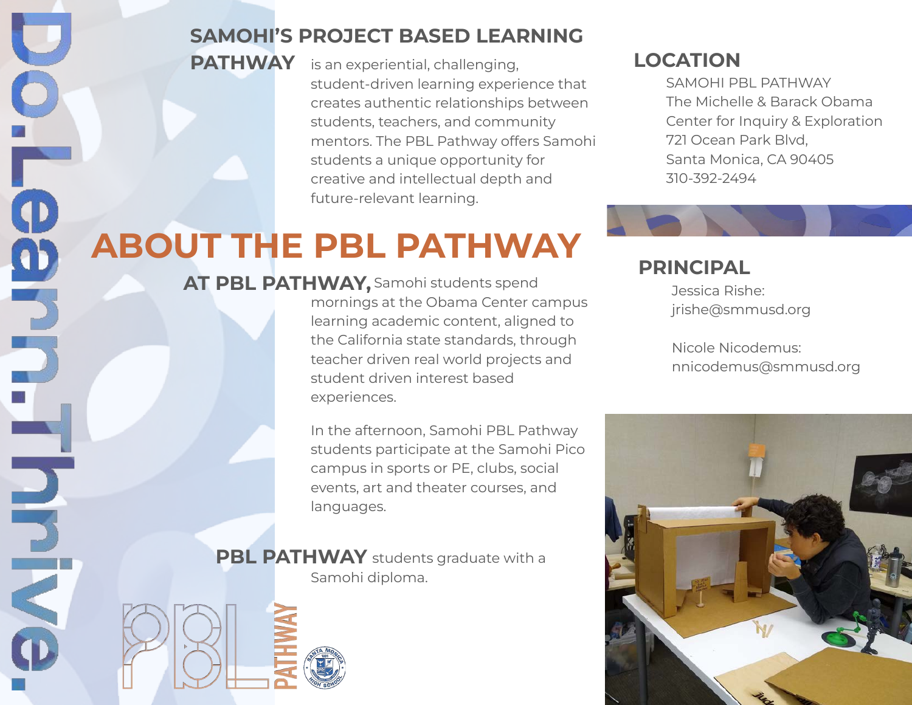DoLearn.Thrive.

**SAMOHI'S PROJECT BASED LEARNING PATHWAY** is an experiential, challenging, student-driven learning experience that creates authentic relationships between students, teachers, and community mentors. The PBL Pathway offers Samohi students a unique opportunity for creative and intellectual depth and future-relevant learning.

# ABOUT THE PBL PATHWAY

**AT PBL PATHWAY,** Samohi students spend mornings at the Obama Center campus learning academic content, aligned to the California state standards, through teacher driven real world projects and student driven interest based experiences.

In the afternoon, Samohi PBL Pathway students participate at the Samohi Pico campus in sports or PE, clubs, social events, art and theater courses, and languages.

**PBL PATHWAY** students graduate with a Samohi diploma.

PBL PATHWAY

## LOCATION

SAMOHI PBL PATHWAY
The Michelle & Barack Obama Center for Inquiry & Exploration
721 Ocean Park Blvd,
Santa Monica, CA 90405
310-392-2494

## PRINCIPAL

Jessica Rishe:
jrishe@smmusd.org

Nicole Nicodemus:
nnicodemus@smmusd.org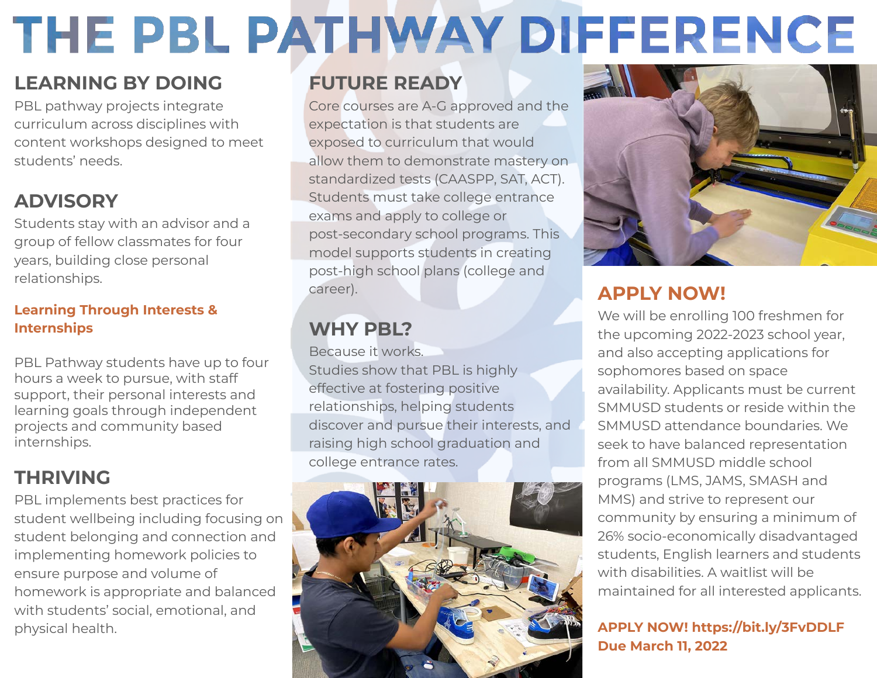# THE PBL PATHWAY DIFFERENCE

## LEARNING BY DOING

PBL pathway projects integrate curriculum across disciplines with content workshops designed to meet students' needs.

## ADVISORY

Students stay with an advisor and a group of fellow classmates for four years, building close personal relationships.

### Learning Through Interests & Internships

PBL Pathway students have up to four hours a week to pursue, with staff support, their personal interests and learning goals through independent projects and community based internships.

## THRIVING

PBL implements best practices for student wellbeing including focusing on student belonging and connection and implementing homework policies to ensure purpose and volume of homework is appropriate and balanced with students' social, emotional, and physical health.

## FUTURE READY

Core courses are A-G approved and the expectation is that students are exposed to curriculum that would allow them to demonstrate mastery on standardized tests (CAASPP, SAT, ACT). Students must take college entrance exams and apply to college or post-secondary school programs. This model supports students in creating post-high school plans (college and career).

## WHY PBL?

Because it works.
Studies show that PBL is highly effective at fostering positive relationships, helping students discover and pursue their interests, and raising high school graduation and college entrance rates.

## APPLY NOW!

We will be enrolling 100 freshmen for the upcoming 2022-2023 school year, and also accepting applications for sophomores based on space availability. Applicants must be current SMMUSD students or reside within the SMMUSD attendance boundaries. We seek to have balanced representation from all SMMUSD middle school programs (LMS, JAMS, SMASH and MMS) and strive to represent our community by ensuring a minimum of 26% socio-economically disadvantaged students, English learners and students with disabilities. A waitlist will be maintained for all interested applicants.

**APPLY NOW! https://bit.ly/3FvDDLF**
**Due March 11, 2022**